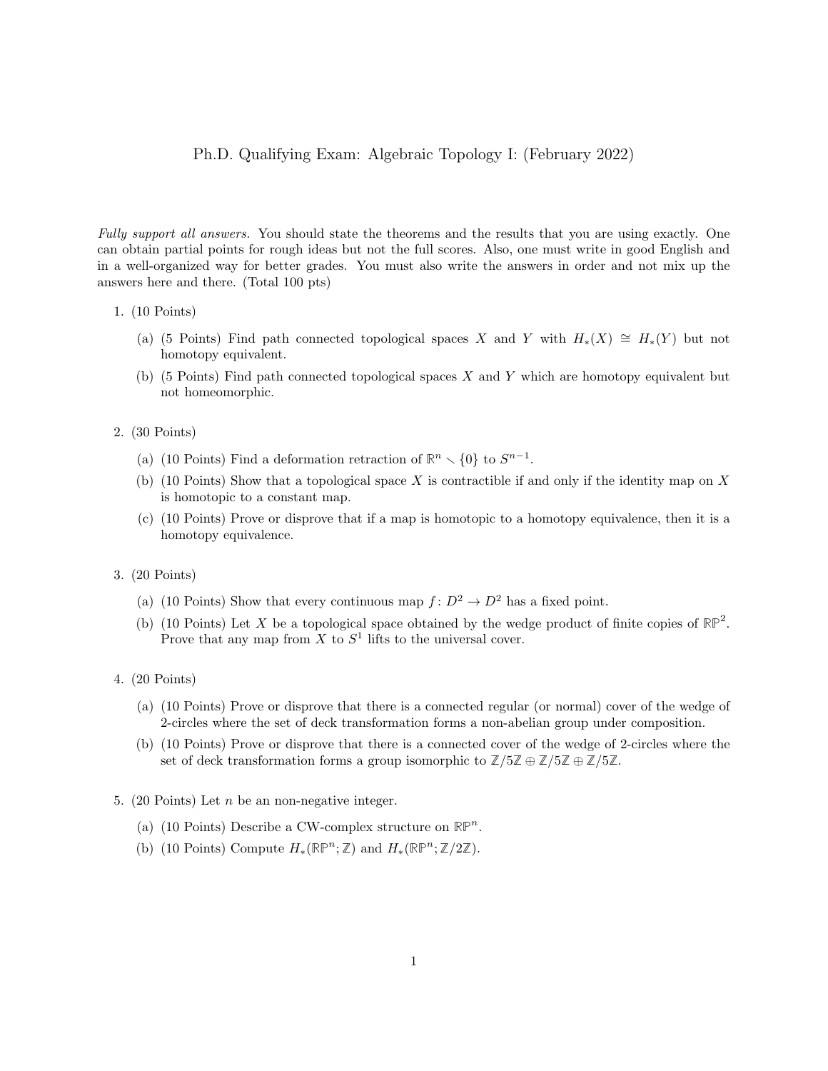# Ph.D. Qualifying Exam: Algebraic Topology I: (February 2022)

*Fully support all answers.* You should state the theorems and the results that you are using exactly. One can obtain partial points for rough ideas but not the full scores. Also, one must write in good English and in a well-organized way for better grades. You must also write the answers in order and not mix up the answers here and there. (Total 100 pts)

1. (10 Points)
   (a) (5 Points) Find path connected topological spaces $X$ and $Y$ with $H_*(X) \cong H_*(Y)$ but not homotopy equivalent.
   (b) (5 Points) Find path connected topological spaces $X$ and $Y$ which are homotopy equivalent but not homeomorphic.

2. (30 Points)
   (a) (10 Points) Find a deformation retraction of $\mathbb{R}^n \setminus \{0\}$ to $S^{n-1}$.
   (b) (10 Points) Show that a topological space $X$ is contractible if and only if the identity map on $X$ is homotopic to a constant map.
   (c) (10 Points) Prove or disprove that if a map is homotopic to a homotopy equivalence, then it is a homotopy equivalence.

3. (20 Points)
   (a) (10 Points) Show that every continuous map $f: D^2 \to D^2$ has a fixed point.
   (b) (10 Points) Let $X$ be a topological space obtained by the wedge product of finite copies of $\mathbb{RP}^2$. Prove that any map from $X$ to $S^1$ lifts to the universal cover.

4. (20 Points)
   (a) (10 Points) Prove or disprove that there is a connected regular (or normal) cover of the wedge of 2-circles where the set of deck transformation forms a non-abelian group under composition.
   (b) (10 Points) Prove or disprove that there is a connected cover of the wedge of 2-circles where the set of deck transformation forms a group isomorphic to $\mathbb{Z}/5\mathbb{Z} \oplus \mathbb{Z}/5\mathbb{Z} \oplus \mathbb{Z}/5\mathbb{Z}$.

5. (20 Points) Let $n$ be an non-negative integer.
   (a) (10 Points) Describe a CW-complex structure on $\mathbb{RP}^n$.
   (b) (10 Points) Compute $H_*(\mathbb{RP}^n; \mathbb{Z})$ and $H_*(\mathbb{RP}^n; \mathbb{Z}/2\mathbb{Z})$.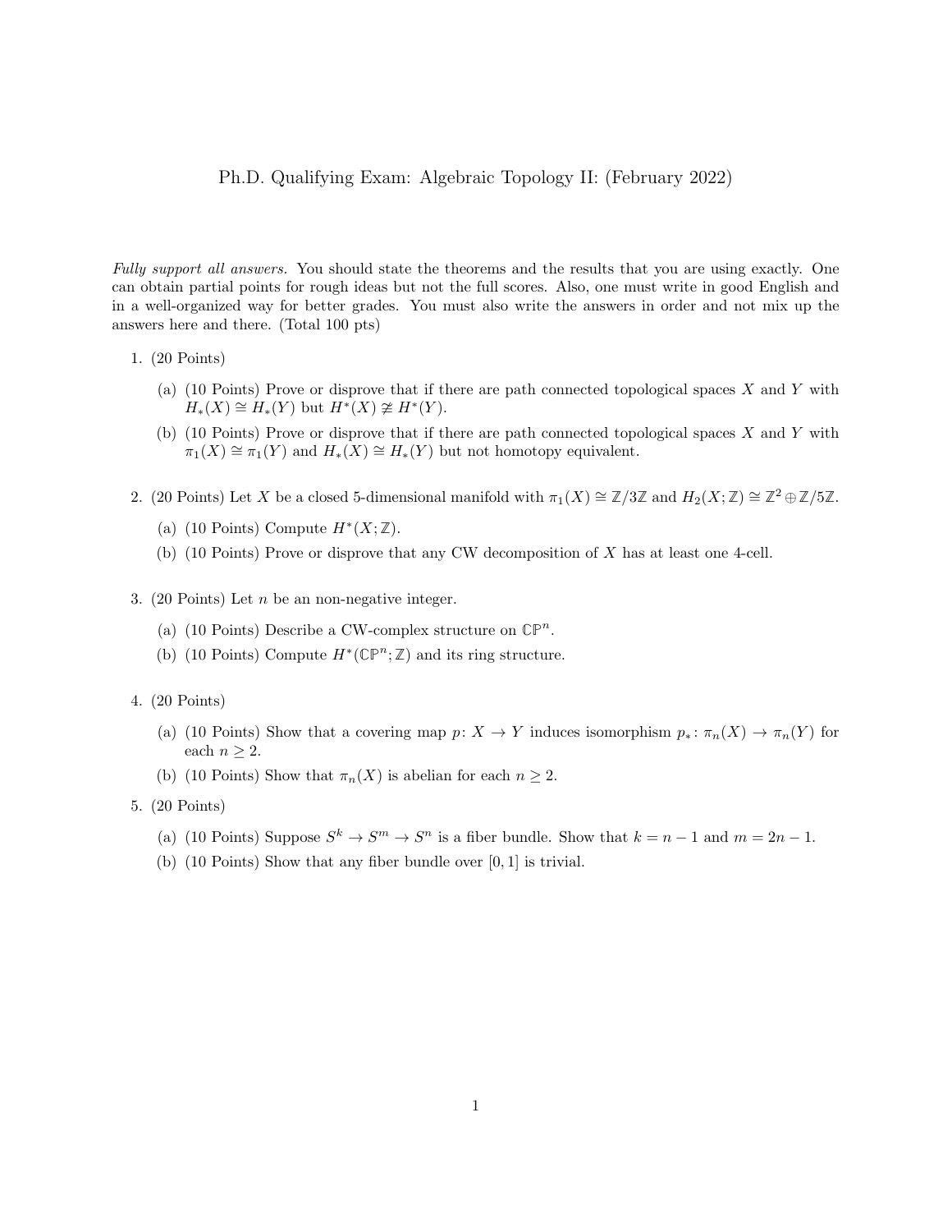# Ph.D. Qualifying Exam: Algebraic Topology II: (February 2022)

*Fully support all answers.* You should state the theorems and the results that you are using exactly. One can obtain partial points for rough ideas but not the full scores. Also, one must write in good English and in a well-organized way for better grades. You must also write the answers in order and not mix up the answers here and there. (Total 100 pts)

1. (20 Points)

   (a) (10 Points) Prove or disprove that if there are path connected topological spaces $X$ and $Y$ with $H_*(X) \cong H_*(Y)$ but $H^*(X) \not\cong H^*(Y)$.

   (b) (10 Points) Prove or disprove that if there are path connected topological spaces $X$ and $Y$ with $\pi_1(X) \cong \pi_1(Y)$ and $H_*(X) \cong H_*(Y)$ but not homotopy equivalent.

2. (20 Points) Let $X$ be a closed 5-dimensional manifold with $\pi_1(X) \cong \mathbb{Z}/3\mathbb{Z}$ and $H_2(X;\mathbb{Z}) \cong \mathbb{Z}^2 \oplus \mathbb{Z}/5\mathbb{Z}$.

   (a) (10 Points) Compute $H^*(X;\mathbb{Z})$.

   (b) (10 Points) Prove or disprove that any CW decomposition of $X$ has at least one 4-cell.

3. (20 Points) Let $n$ be an non-negative integer.

   (a) (10 Points) Describe a CW-complex structure on $\mathbb{CP}^n$.

   (b) (10 Points) Compute $H^*(\mathbb{CP}^n;\mathbb{Z})$ and its ring structure.

4. (20 Points)

   (a) (10 Points) Show that a covering map $p\colon X \to Y$ induces isomorphism $p_*\colon \pi_n(X) \to \pi_n(Y)$ for each $n \geq 2$.

   (b) (10 Points) Show that $\pi_n(X)$ is abelian for each $n \geq 2$.

5. (20 Points)

   (a) (10 Points) Suppose $S^k \to S^m \to S^n$ is a fiber bundle. Show that $k = n - 1$ and $m = 2n - 1$.

   (b) (10 Points) Show that any fiber bundle over $[0, 1]$ is trivial.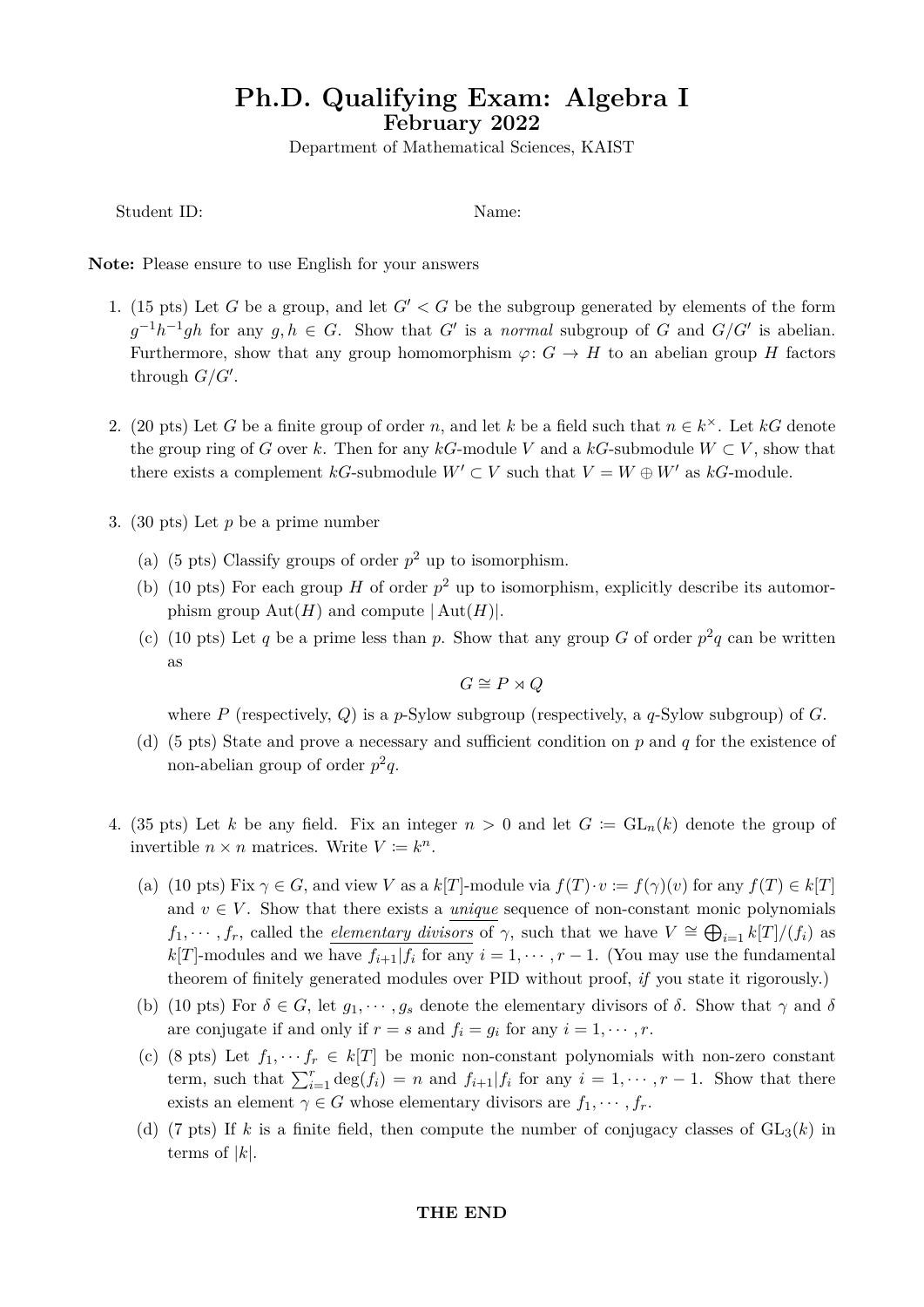# Ph.D. Qualifying Exam: Algebra I

## February 2022

Department of Mathematical Sciences, KAIST

Student ID: Name:

**Note:** Please ensure to use English for your answers

1. (15 pts) Let $G$ be a group, and let $G' < G$ be the subgroup generated by elements of the form $g^{-1}h^{-1}gh$ for any $g, h \in G$. Show that $G'$ is a *normal* subgroup of $G$ and $G/G'$ is abelian. Furthermore, show that any group homomorphism $\varphi\colon G \to H$ to an abelian group $H$ factors through $G/G'$.

2. (20 pts) Let $G$ be a finite group of order $n$, and let $k$ be a field such that $n \in k^\times$. Let $kG$ denote the group ring of $G$ over $k$. Then for any $kG$-module $V$ and a $kG$-submodule $W \subset V$, show that there exists a complement $kG$-submodule $W' \subset V$ such that $V = W \oplus W'$ as $kG$-module.

3. (30 pts) Let $p$ be a prime number
   (a) (5 pts) Classify groups of order $p^2$ up to isomorphism.
   (b) (10 pts) For each group $H$ of order $p^2$ up to isomorphism, explicitly describe its automorphism group $\mathrm{Aut}(H)$ and compute $|\mathrm{Aut}(H)|$.
   (c) (10 pts) Let $q$ be a prime less than $p$. Show that any group $G$ of order $p^2q$ can be written as
   $$G \cong P \rtimes Q$$
   where $P$ (respectively, $Q$) is a $p$-Sylow subgroup (respectively, a $q$-Sylow subgroup) of $G$.
   (d) (5 pts) State and prove a necessary and sufficient condition on $p$ and $q$ for the existence of non-abelian group of order $p^2q$.

4. (35 pts) Let $k$ be any field. Fix an integer $n > 0$ and let $G := \mathrm{GL}_n(k)$ denote the group of invertible $n \times n$ matrices. Write $V := k^n$.
   (a) (10 pts) Fix $\gamma \in G$, and view $V$ as a $k[T]$-module via $f(T) \cdot v := f(\gamma)(v)$ for any $f(T) \in k[T]$ and $v \in V$. Show that there exists a *unique* sequence of non-constant monic polynomials $f_1, \cdots, f_r$, called the *elementary divisors* of $\gamma$, such that we have $V \cong \bigoplus_{i=1} k[T]/(f_i)$ as $k[T]$-modules and we have $f_{i+1}|f_i$ for any $i = 1, \cdots, r-1$. (You may use the fundamental theorem of finitely generated modules over PID without proof, *if* you state it rigorously.)
   (b) (10 pts) For $\delta \in G$, let $g_1, \cdots, g_s$ denote the elementary divisors of $\delta$. Show that $\gamma$ and $\delta$ are conjugate if and only if $r = s$ and $f_i = g_i$ for any $i = 1, \cdots, r$.
   (c) (8 pts) Let $f_1, \cdots f_r \in k[T]$ be monic non-constant polynomials with non-zero constant term, such that $\sum_{i=1}^{r} \deg(f_i) = n$ and $f_{i+1}|f_i$ for any $i = 1, \cdots, r-1$. Show that there exists an element $\gamma \in G$ whose elementary divisors are $f_1, \cdots, f_r$.
   (d) (7 pts) If $k$ is a finite field, then compute the number of conjugacy classes of $\mathrm{GL}_3(k)$ in terms of $|k|$.

**THE END**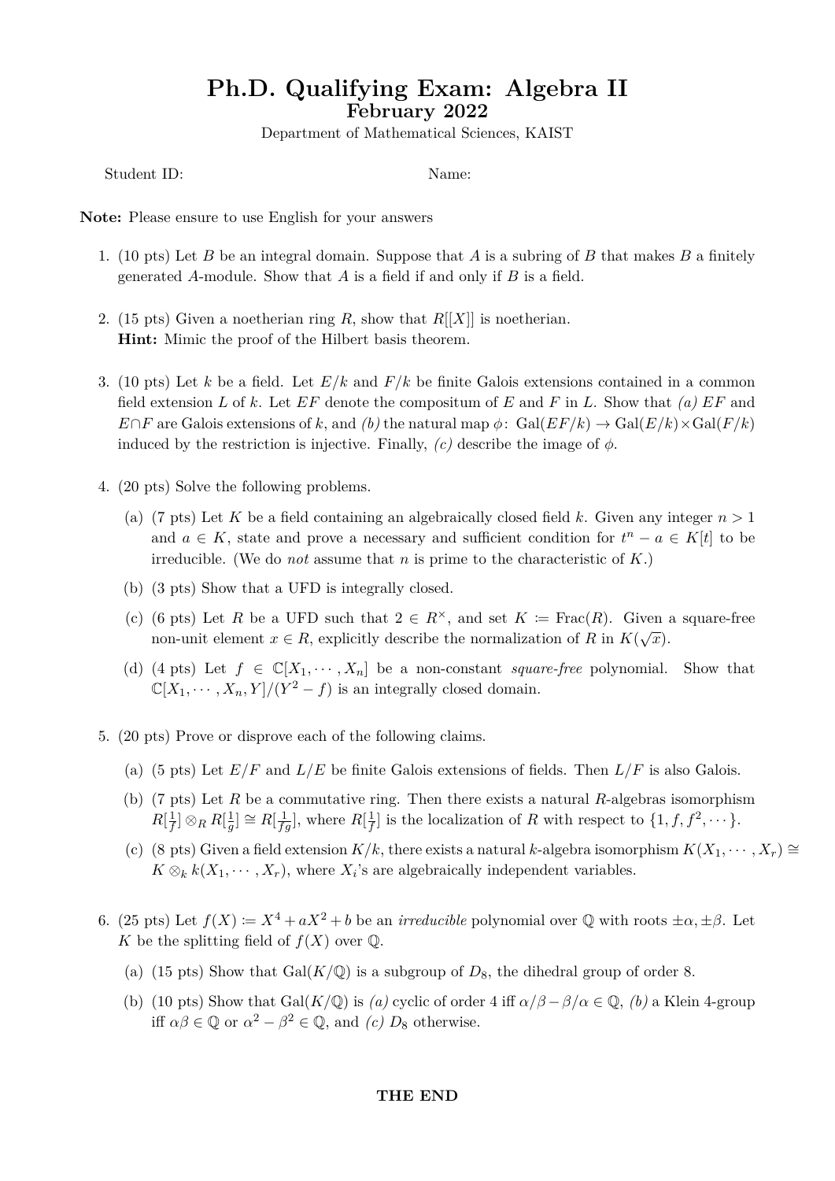# Ph.D. Qualifying Exam: Algebra II

## February 2022

Department of Mathematical Sciences, KAIST

Student ID: Name:

**Note:** Please ensure to use English for your answers

1. (10 pts) Let $B$ be an integral domain. Suppose that $A$ is a subring of $B$ that makes $B$ a finitely generated $A$-module. Show that $A$ is a field if and only if $B$ is a field.

2. (15 pts) Given a noetherian ring $R$, show that $R[[X]]$ is noetherian.
   **Hint:** Mimic the proof of the Hilbert basis theorem.

3. (10 pts) Let $k$ be a field. Let $E/k$ and $F/k$ be finite Galois extensions contained in a common field extension $L$ of $k$. Let $EF$ denote the compositum of $E$ and $F$ in $L$. Show that *(a)* $EF$ and $E \cap F$ are Galois extensions of $k$, and *(b)* the natural map $\phi\colon \operatorname{Gal}(EF/k) \to \operatorname{Gal}(E/k) \times \operatorname{Gal}(F/k)$ induced by the restriction is injective. Finally, *(c)* describe the image of $\phi$.

4. (20 pts) Solve the following problems.
   (a) (7 pts) Let $K$ be a field containing an algebraically closed field $k$. Given any integer $n > 1$ and $a \in K$, state and prove a necessary and sufficient condition for $t^n - a \in K[t]$ to be irreducible. (We do *not* assume that $n$ is prime to the characteristic of $K$.)
   (b) (3 pts) Show that a UFD is integrally closed.
   (c) (6 pts) Let $R$ be a UFD such that $2 \in R^\times$, and set $K \coloneqq \operatorname{Frac}(R)$. Given a square-free non-unit element $x \in R$, explicitly describe the normalization of $R$ in $K(\sqrt{x})$.
   (d) (4 pts) Let $f \in \mathbb{C}[X_1, \cdots, X_n]$ be a non-constant *square-free* polynomial. Show that $\mathbb{C}[X_1, \cdots, X_n, Y]/(Y^2 - f)$ is an integrally closed domain.

5. (20 pts) Prove or disprove each of the following claims.
   (a) (5 pts) Let $E/F$ and $L/E$ be finite Galois extensions of fields. Then $L/F$ is also Galois.
   (b) (7 pts) Let $R$ be a commutative ring. Then there exists a natural $R$-algebras isomorphism $R[\frac{1}{f}] \otimes_R R[\frac{1}{g}] \cong R[\frac{1}{fg}]$, where $R[\frac{1}{f}]$ is the localization of $R$ with respect to $\{1, f, f^2, \cdots\}$.
   (c) (8 pts) Given a field extension $K/k$, there exists a natural $k$-algebra isomorphism $K(X_1, \cdots, X_r) \cong K \otimes_k k(X_1, \cdots, X_r)$, where $X_i$'s are algebraically independent variables.

6. (25 pts) Let $f(X) \coloneqq X^4 + aX^2 + b$ be an *irreducible* polynomial over $\mathbb{Q}$ with roots $\pm\alpha, \pm\beta$. Let $K$ be the splitting field of $f(X)$ over $\mathbb{Q}$.
   (a) (15 pts) Show that $\operatorname{Gal}(K/\mathbb{Q})$ is a subgroup of $D_8$, the dihedral group of order 8.
   (b) (10 pts) Show that $\operatorname{Gal}(K/\mathbb{Q})$ is *(a)* cyclic of order 4 iff $\alpha/\beta - \beta/\alpha \in \mathbb{Q}$, *(b)* a Klein 4-group iff $\alpha\beta \in \mathbb{Q}$ or $\alpha^2 - \beta^2 \in \mathbb{Q}$, and *(c)* $D_8$ otherwise.

**THE END**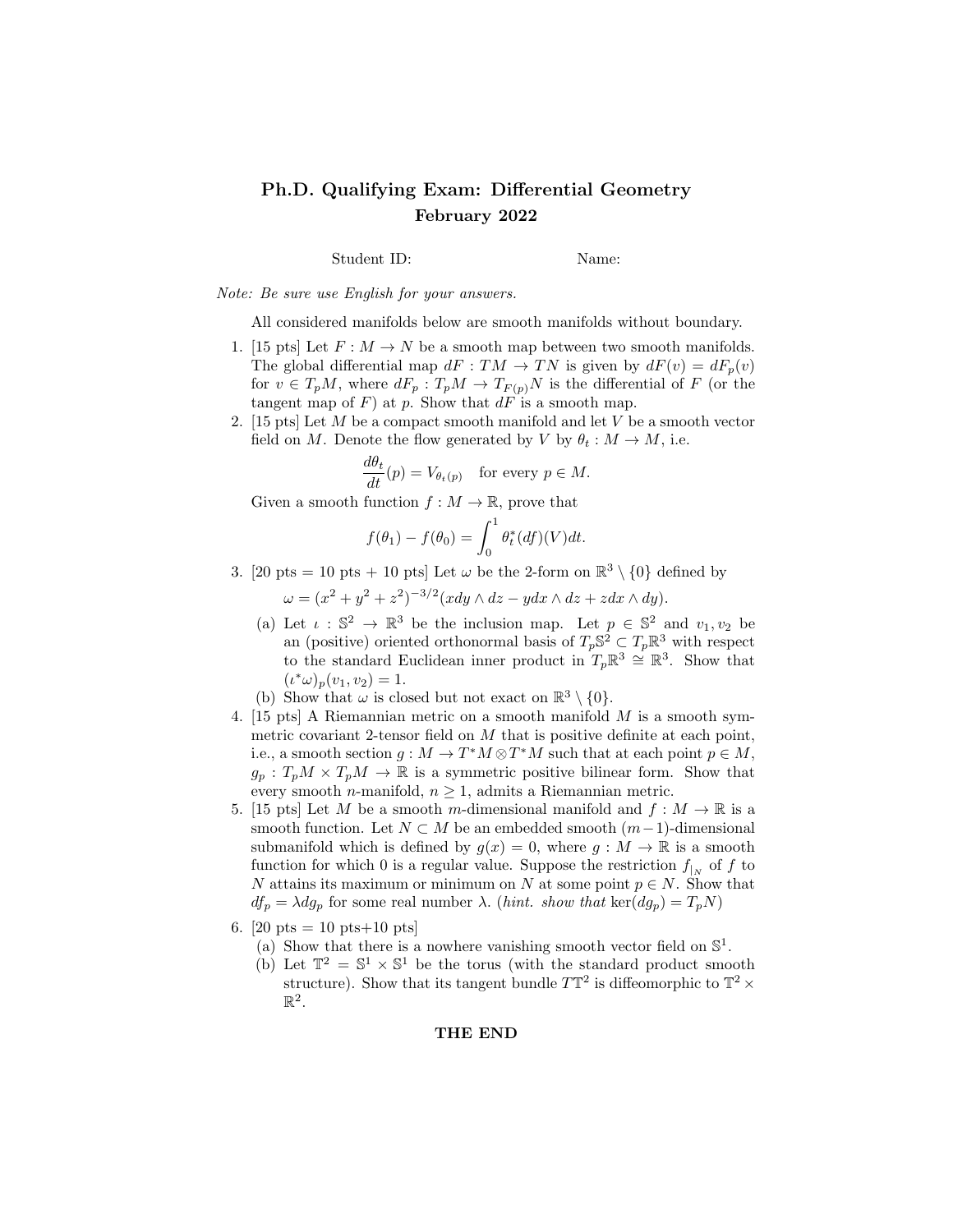# Ph.D. Qualifying Exam: Differential Geometry
## February 2022

Student ID: Name:

*Note: Be sure use English for your answers.*

All considered manifolds below are smooth manifolds without boundary.

1. [15 pts] Let $F : M \to N$ be a smooth map between two smooth manifolds. The global differential map $dF : TM \to TN$ is given by $dF(v) = dF_p(v)$ for $v \in T_pM$, where $dF_p : T_pM \to T_{F(p)}N$ is the differential of $F$ (or the tangent map of $F$) at $p$. Show that $dF$ is a smooth map.

2. [15 pts] Let $M$ be a compact smooth manifold and let $V$ be a smooth vector field on $M$. Denote the flow generated by $V$ by $\theta_t : M \to M$, i.e.
$$\frac{d\theta_t}{dt}(p) = V_{\theta_t(p)} \quad \text{for every } p \in M.$$
Given a smooth function $f : M \to \mathbb{R}$, prove that
$$f(\theta_1) - f(\theta_0) = \int_0^1 \theta_t^*(df)(V)dt.$$

3. [20 pts = 10 pts + 10 pts] Let $\omega$ be the 2-form on $\mathbb{R}^3 \setminus \{0\}$ defined by
$$\omega = (x^2 + y^2 + z^2)^{-3/2}(xdy \wedge dz - ydx \wedge dz + zdx \wedge dy).$$
   (a) Let $\iota : \mathbb{S}^2 \to \mathbb{R}^3$ be the inclusion map. Let $p \in \mathbb{S}^2$ and $v_1, v_2$ be an (positive) oriented orthonormal basis of $T_p\mathbb{S}^2 \subset T_p\mathbb{R}^3$ with respect to the standard Euclidean inner product in $T_p\mathbb{R}^3 \cong \mathbb{R}^3$. Show that $(\iota^*\omega)_p(v_1, v_2) = 1$.

   (b) Show that $\omega$ is closed but not exact on $\mathbb{R}^3 \setminus \{0\}$.

4. [15 pts] A Riemannian metric on a smooth manifold $M$ is a smooth symmetric covariant 2-tensor field on $M$ that is positive definite at each point, i.e., a smooth section $g : M \to T^*M \otimes T^*M$ such that at each point $p \in M$, $g_p : T_pM \times T_pM \to \mathbb{R}$ is a symmetric positive bilinear form. Show that every smooth $n$-manifold, $n \geq 1$, admits a Riemannian metric.

5. [15 pts] Let $M$ be a smooth $m$-dimensional manifold and $f : M \to \mathbb{R}$ is a smooth function. Let $N \subset M$ be an embedded smooth $(m-1)$-dimensional submanifold which is defined by $g(x) = 0$, where $g : M \to \mathbb{R}$ is a smooth function for which 0 is a regular value. Suppose the restriction $f_{|_N}$ of $f$ to $N$ attains its maximum or minimum on $N$ at some point $p \in N$. Show that $df_p = \lambda dg_p$ for some real number $\lambda$. (*hint. show that* $\ker(dg_p) = T_pN$)

6. [20 pts = 10 pts+10 pts]
   (a) Show that there is a nowhere vanishing smooth vector field on $\mathbb{S}^1$.

   (b) Let $\mathbb{T}^2 = \mathbb{S}^1 \times \mathbb{S}^1$ be the torus (with the standard product smooth structure). Show that its tangent bundle $T\mathbb{T}^2$ is diffeomorphic to $\mathbb{T}^2 \times \mathbb{R}^2$.

**THE END**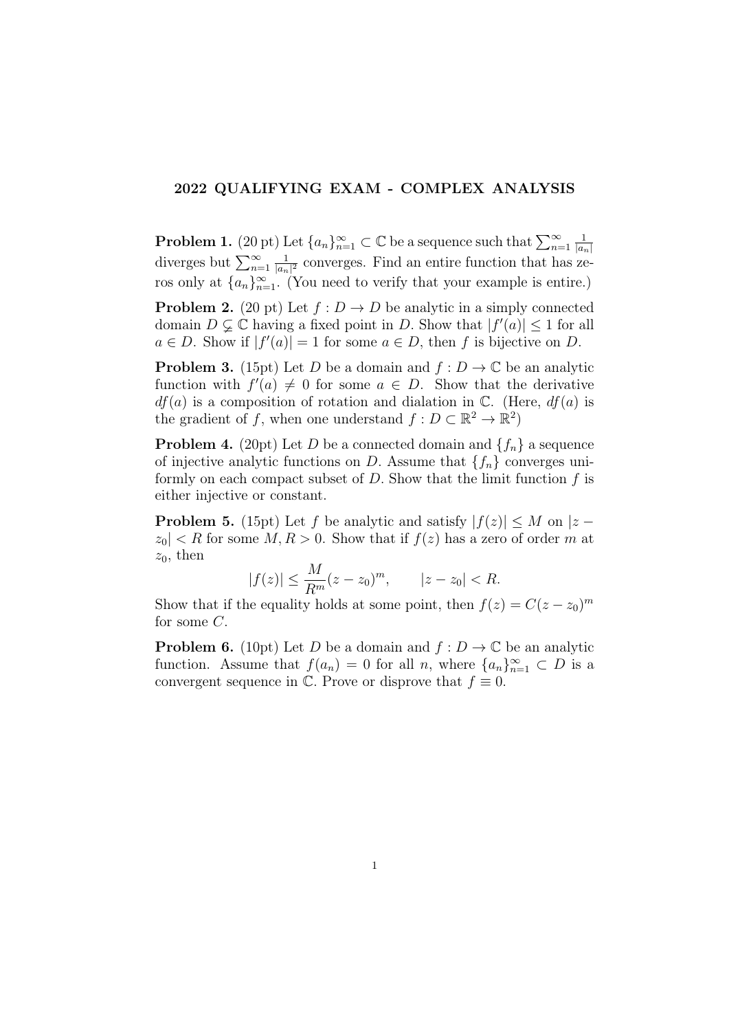# 2022 QUALIFYING EXAM - COMPLEX ANALYSIS

**Problem 1.** (20 pt) Let $\{a_n\}_{n=1}^{\infty} \subset \mathbb{C}$ be a sequence such that $\sum_{n=1}^{\infty} \frac{1}{|a_n|}$ diverges but $\sum_{n=1}^{\infty} \frac{1}{|a_n|^2}$ converges. Find an entire function that has zeros only at $\{a_n\}_{n=1}^{\infty}$. (You need to verify that your example is entire.)

**Problem 2.** (20 pt) Let $f : D \to D$ be analytic in a simply connected domain $D \subsetneq \mathbb{C}$ having a fixed point in $D$. Show that $|f'(a)| \leq 1$ for all $a \in D$. Show if $|f'(a)| = 1$ for some $a \in D$, then $f$ is bijective on $D$.

**Problem 3.** (15pt) Let $D$ be a domain and $f : D \to \mathbb{C}$ be an analytic function with $f'(a) \neq 0$ for some $a \in D$. Show that the derivative $df(a)$ is a composition of rotation and dialation in $\mathbb{C}$. (Here, $df(a)$ is the gradient of $f$, when one understand $f : D \subset \mathbb{R}^2 \to \mathbb{R}^2$)

**Problem 4.** (20pt) Let $D$ be a connected domain and $\{f_n\}$ a sequence of injective analytic functions on $D$. Assume that $\{f_n\}$ converges uniformly on each compact subset of $D$. Show that the limit function $f$ is either injective or constant.

**Problem 5.** (15pt) Let $f$ be analytic and satisfy $|f(z)| \leq M$ on $|z - z_0| < R$ for some $M, R > 0$. Show that if $f(z)$ has a zero of order $m$ at $z_0$, then

$$|f(z)| \leq \frac{M}{R^m}(z - z_0)^m, \qquad |z - z_0| < R.$$

Show that if the equality holds at some point, then $f(z) = C(z - z_0)^m$ for some $C$.

**Problem 6.** (10pt) Let $D$ be a domain and $f : D \to \mathbb{C}$ be an analytic function. Assume that $f(a_n) = 0$ for all $n$, where $\{a_n\}_{n=1}^{\infty} \subset D$ is a convergent sequence in $\mathbb{C}$. Prove or disprove that $f \equiv 0$.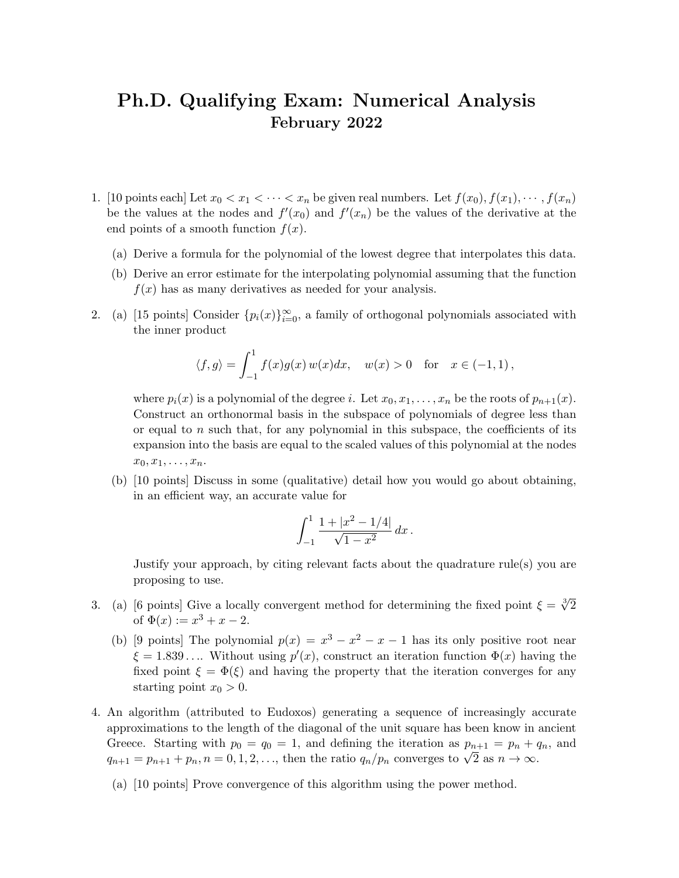# Ph.D. Qualifying Exam: Numerical Analysis

## February 2022

1. [10 points each] Let $x_0 < x_1 < \cdots < x_n$ be given real numbers. Let $f(x_0), f(x_1), \cdots, f(x_n)$ be the values at the nodes and $f'(x_0)$ and $f'(x_n)$ be the values of the derivative at the end points of a smooth function $f(x)$.

   (a) Derive a formula for the polynomial of the lowest degree that interpolates this data.

   (b) Derive an error estimate for the interpolating polynomial assuming that the function $f(x)$ has as many derivatives as needed for your analysis.

2. (a) [15 points] Consider $\{p_i(x)\}_{i=0}^{\infty}$, a family of orthogonal polynomials associated with the inner product

$$\langle f, g \rangle = \int_{-1}^{1} f(x)g(x)\, w(x)dx, \quad w(x) > 0 \quad \text{for} \quad x \in (-1, 1)\,,$$

   where $p_i(x)$ is a polynomial of the degree $i$. Let $x_0, x_1, \ldots, x_n$ be the roots of $p_{n+1}(x)$. Construct an orthonormal basis in the subspace of polynomials of degree less than or equal to $n$ such that, for any polynomial in this subspace, the coefficients of its expansion into the basis are equal to the scaled values of this polynomial at the nodes $x_0, x_1, \ldots, x_n$.

   (b) [10 points] Discuss in some (qualitative) detail how you would go about obtaining, in an efficient way, an accurate value for

$$\int_{-1}^{1} \frac{1 + |x^2 - 1/4|}{\sqrt{1 - x^2}}\, dx\,.$$

   Justify your approach, by citing relevant facts about the quadrature rule(s) you are proposing to use.

3. (a) [6 points] Give a locally convergent method for determining the fixed point $\xi = \sqrt[3]{2}$ of $\Phi(x) := x^3 + x - 2$.

   (b) [9 points] The polynomial $p(x) = x^3 - x^2 - x - 1$ has its only positive root near $\xi = 1.839\ldots$. Without using $p'(x)$, construct an iteration function $\Phi(x)$ having the fixed point $\xi = \Phi(\xi)$ and having the property that the iteration converges for any starting point $x_0 > 0$.

4. An algorithm (attributed to Eudoxos) generating a sequence of increasingly accurate approximations to the length of the diagonal of the unit square has been know in ancient Greece. Starting with $p_0 = q_0 = 1$, and defining the iteration as $p_{n+1} = p_n + q_n$, and $q_{n+1} = p_{n+1} + p_n$, $n = 0, 1, 2, \ldots$, then the ratio $q_n/p_n$ converges to $\sqrt{2}$ as $n \to \infty$.

   (a) [10 points] Prove convergence of this algorithm using the power method.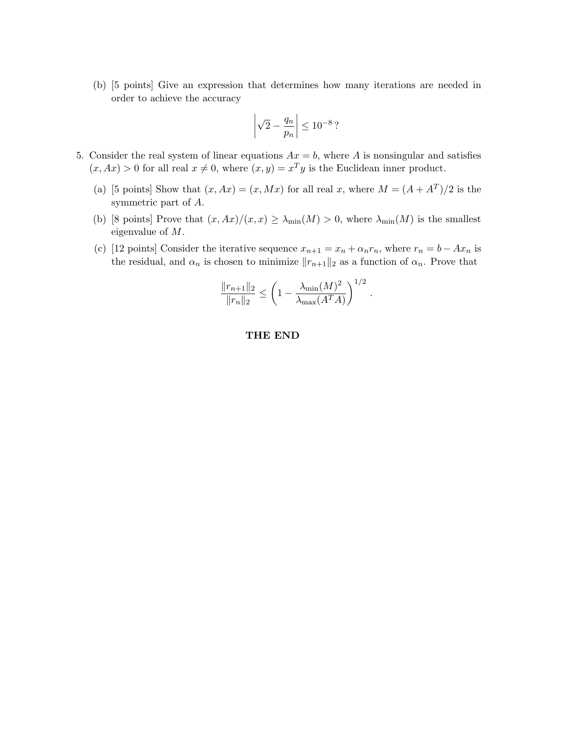(b) [5 points] Give an expression that determines how many iterations are needed in order to achieve the accuracy

$$\left| \sqrt{2} - \frac{q_n}{p_n} \right| \leq 10^{-8}\,?$$

5. Consider the real system of linear equations $Ax = b$, where $A$ is nonsingular and satisfies $(x, Ax) > 0$ for all real $x \neq 0$, where $(x, y) = x^T y$ is the Euclidean inner product.

   (a) [5 points] Show that $(x, Ax) = (x, Mx)$ for all real $x$, where $M = (A + A^T)/2$ is the symmetric part of $A$.

   (b) [8 points] Prove that $(x, Ax)/(x, x) \geq \lambda_{\min}(M) > 0$, where $\lambda_{\min}(M)$ is the smallest eigenvalue of $M$.

   (c) [12 points] Consider the iterative sequence $x_{n+1} = x_n + \alpha_n r_n$, where $r_n = b - Ax_n$ is the residual, and $\alpha_n$ is chosen to minimize $\|r_{n+1}\|_2$ as a function of $\alpha_n$. Prove that

$$\frac{\|r_{n+1}\|_2}{\|r_n\|_2} \leq \left( 1 - \frac{\lambda_{\min}(M)^2}{\lambda_{\max}(A^T A)} \right)^{1/2}.$$

**THE END**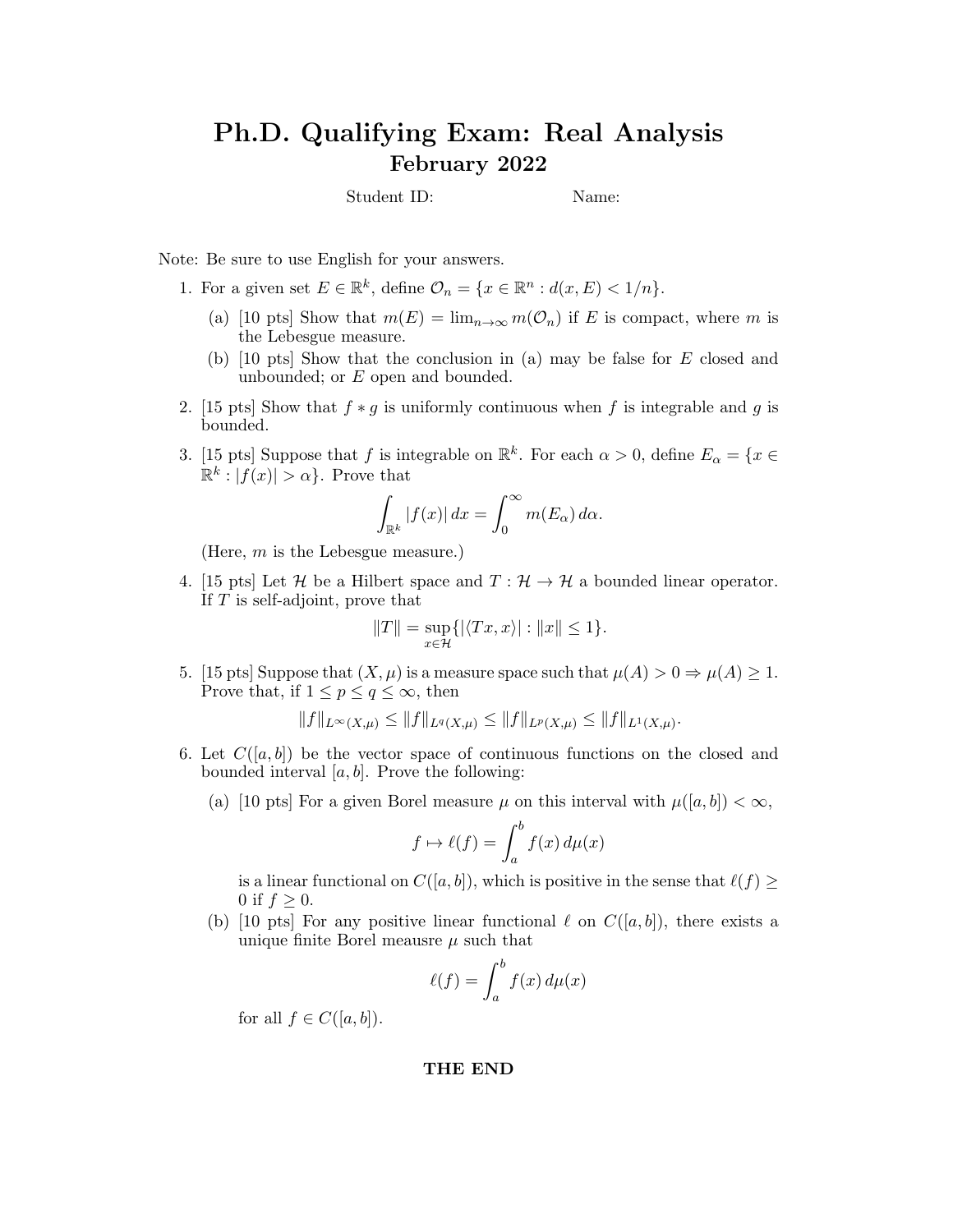# Ph.D. Qualifying Exam: Real Analysis

## February 2022

Student ID: Name:

Note: Be sure to use English for your answers.

1. For a given set $E \in \mathbb{R}^k$, define $\mathcal{O}_n = \{x \in \mathbb{R}^n : d(x, E) < 1/n\}$.

   (a) [10 pts] Show that $m(E) = \lim_{n\to\infty} m(\mathcal{O}_n)$ if $E$ is compact, where $m$ is the Lebesgue measure.

   (b) [10 pts] Show that the conclusion in (a) may be false for $E$ closed and unbounded; or $E$ open and bounded.

2. [15 pts] Show that $f * g$ is uniformly continuous when $f$ is integrable and $g$ is bounded.

3. [15 pts] Suppose that $f$ is integrable on $\mathbb{R}^k$. For each $\alpha > 0$, define $E_\alpha = \{x \in \mathbb{R}^k : |f(x)| > \alpha\}$. Prove that

$$\int_{\mathbb{R}^k} |f(x)|\, dx = \int_0^\infty m(E_\alpha)\, d\alpha.$$

   (Here, $m$ is the Lebesgue measure.)

4. [15 pts] Let $\mathcal{H}$ be a Hilbert space and $T : \mathcal{H} \to \mathcal{H}$ a bounded linear operator. If $T$ is self-adjoint, prove that

$$\|T\| = \sup_{x\in\mathcal{H}}\{|\langle Tx, x\rangle| : \|x\| \le 1\}.$$

5. [15 pts] Suppose that $(X, \mu)$ is a measure space such that $\mu(A) > 0 \Rightarrow \mu(A) \ge 1$. Prove that, if $1 \le p \le q \le \infty$, then

$$\|f\|_{L^\infty(X,\mu)} \le \|f\|_{L^q(X,\mu)} \le \|f\|_{L^p(X,\mu)} \le \|f\|_{L^1(X,\mu)}.$$

6. Let $C([a, b])$ be the vector space of continuous functions on the closed and bounded interval $[a, b]$. Prove the following:

   (a) [10 pts] For a given Borel measure $\mu$ on this interval with $\mu([a, b]) < \infty$,

$$f \mapsto \ell(f) = \int_a^b f(x)\, d\mu(x)$$

   is a linear functional on $C([a, b])$, which is positive in the sense that $\ell(f) \ge 0$ if $f \ge 0$.

   (b) [10 pts] For any positive linear functional $\ell$ on $C([a, b])$, there exists a unique finite Borel meausre $\mu$ such that

$$\ell(f) = \int_a^b f(x)\, d\mu(x)$$

   for all $f \in C([a, b])$.

**THE END**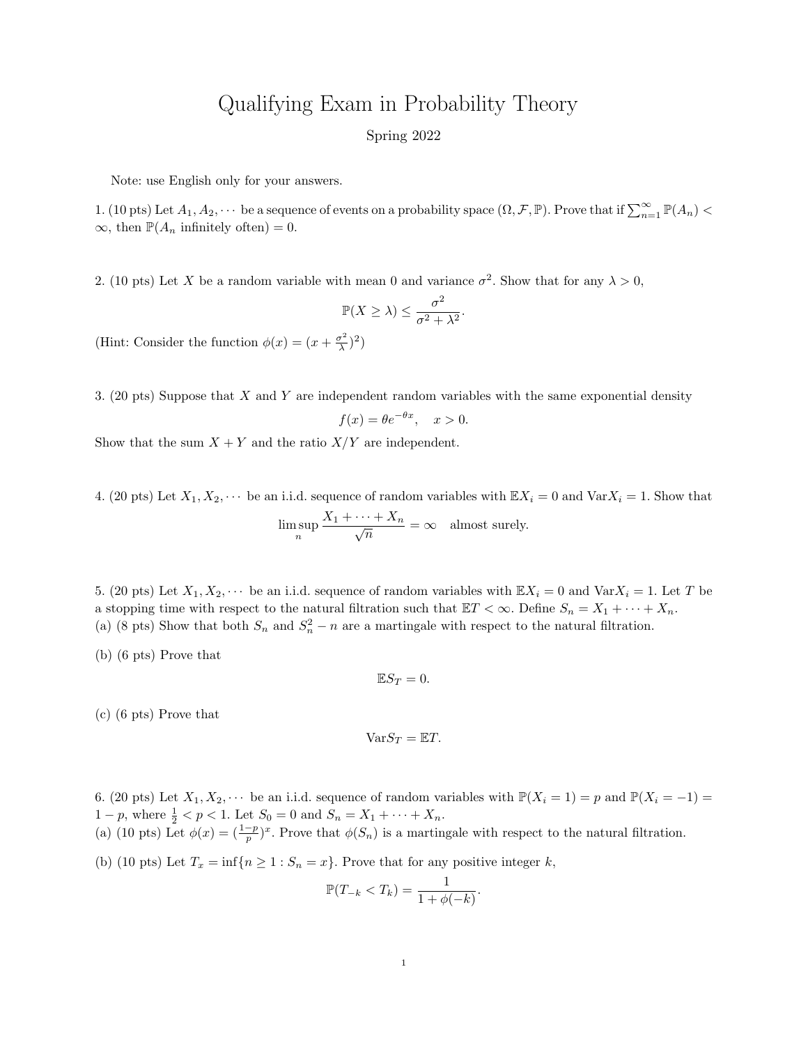# Qualifying Exam in Probability Theory

Spring 2022

Note: use English only for your answers.

1. (10 pts) Let $A_1, A_2, \cdots$ be a sequence of events on a probability space $(\Omega, \mathcal{F}, \mathbb{P})$. Prove that if $\sum_{n=1}^{\infty} \mathbb{P}(A_n) < \infty$, then $\mathbb{P}(A_n \text{ infinitely often}) = 0$.

2. (10 pts) Let $X$ be a random variable with mean 0 and variance $\sigma^2$. Show that for any $\lambda > 0$,

$$\mathbb{P}(X \geq \lambda) \leq \frac{\sigma^2}{\sigma^2 + \lambda^2}.$$

(Hint: Consider the function $\phi(x) = (x + \frac{\sigma^2}{\lambda})^2$)

3. (20 pts) Suppose that $X$ and $Y$ are independent random variables with the same exponential density

$$f(x) = \theta e^{-\theta x}, \quad x > 0.$$

Show that the sum $X + Y$ and the ratio $X/Y$ are independent.

4. (20 pts) Let $X_1, X_2, \cdots$ be an i.i.d. sequence of random variables with $\mathbb{E}X_i = 0$ and $\mathrm{Var}X_i = 1$. Show that

$$\limsup_n \frac{X_1 + \cdots + X_n}{\sqrt{n}} = \infty \quad \text{almost surely.}$$

5. (20 pts) Let $X_1, X_2, \cdots$ be an i.i.d. sequence of random variables with $\mathbb{E}X_i = 0$ and $\mathrm{Var}X_i = 1$. Let $T$ be a stopping time with respect to the natural filtration such that $\mathbb{E}T < \infty$. Define $S_n = X_1 + \cdots + X_n$.

(a) (8 pts) Show that both $S_n$ and $S_n^2 - n$ are a martingale with respect to the natural filtration.

(b) (6 pts) Prove that

$$\mathbb{E}S_T = 0.$$

(c) (6 pts) Prove that

$$\mathrm{Var}S_T = \mathbb{E}T.$$

6. (20 pts) Let $X_1, X_2, \cdots$ be an i.i.d. sequence of random variables with $\mathbb{P}(X_i = 1) = p$ and $\mathbb{P}(X_i = -1) = 1 - p$, where $\frac{1}{2} < p < 1$. Let $S_0 = 0$ and $S_n = X_1 + \cdots + X_n$.

(a) (10 pts) Let $\phi(x) = (\frac{1-p}{p})^x$. Prove that $\phi(S_n)$ is a martingale with respect to the natural filtration.

(b) (10 pts) Let $T_x = \inf\{n \geq 1 : S_n = x\}$. Prove that for any positive integer $k$,

$$\mathbb{P}(T_{-k} < T_k) = \frac{1}{1 + \phi(-k)}.$$